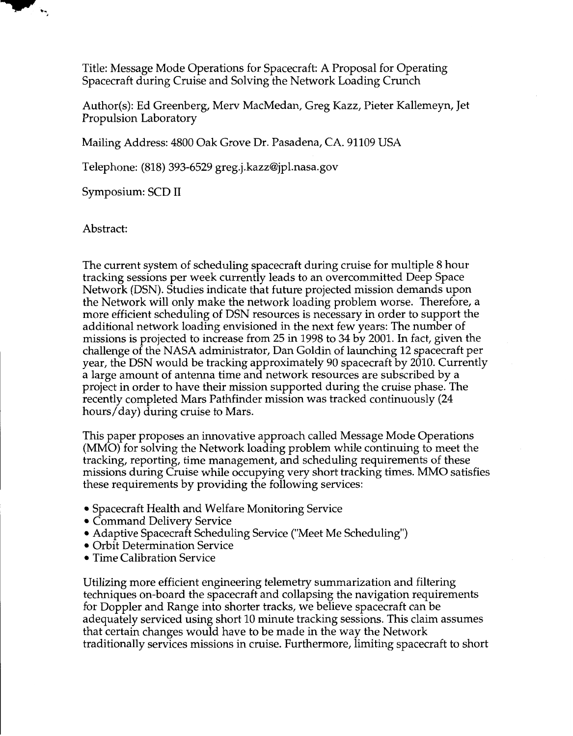Title: Message Mode Operations for Spacecraft: A Proposal for Operating Spacecraft during Cruise and Solving the Network Loading Crunch

Author(s): Ed Greenberg, Merv MacMedan, Greg Kazz, Pieter Kallemeyn, Jet Propulsion Laboratory

Mailing Address: 4800 Oak Grove Dr. Pasadena, CA. 91109 USA

Telephone: (818) 393-6529 greg.j.kazz@jpl.nasa.gov

Symposium: SCD II

Abstract:

The current system of scheduling spacecraft during cruise for multiple 8 hour tracking sessions per week currently leads to an overcommitted Deep Space Network (DSN). Studies indicate that future projected mission demands upon the Network will only make the network loading problem worse. Therefore, a more efficient scheduling of DSN resources is necessary in order to support the additional network loading envisioned in the next few years: The number of missions is projected to increase from 25 in 1998 to 34 by 2001. In fact, given the challenge of the NASA administrator, Dan Goldin of launching 12 spacecraft per year, the DSN would be tracking approximately 90 spacecraft by 2010. Currently a large amount of antenna time and network resources are subscribed by a project in order to have their mission supported during the cruise phase. The recently completed Mars Pathfinder mission was tracked continuously (24 hours/day) during cruise to Mars.

This paper proposes an innovative approach called Message Mode Operations (MMO) for solving the Network loading problem while continuing to meet the tracking, reporting, time management, and scheduling requirements of these missions during Cruise while occupying very short tracking times. MMO satisfies these requirements by providing the following services:

- Spacecraft Health and Welfare Monitoring Service
- Command Delivery Service
- Adaptive Spacecraft Scheduling Service ("Meet Me Scheduling")
- Orbit Determination Service
- Time Calibration Service

Utilizing more efficient engineering telemetry summarization and filtering techniques on-board the spacecraft and collapsing the navigation requirements for Doppler and Range into shorter tracks, we believe spacecraft can be adequately serviced using short 10 minute tracking sessions. This claim assumes that certain changes would have to be made in the way the Network traditionally services missions in cruise. Furthermore, limiting spacecraft to short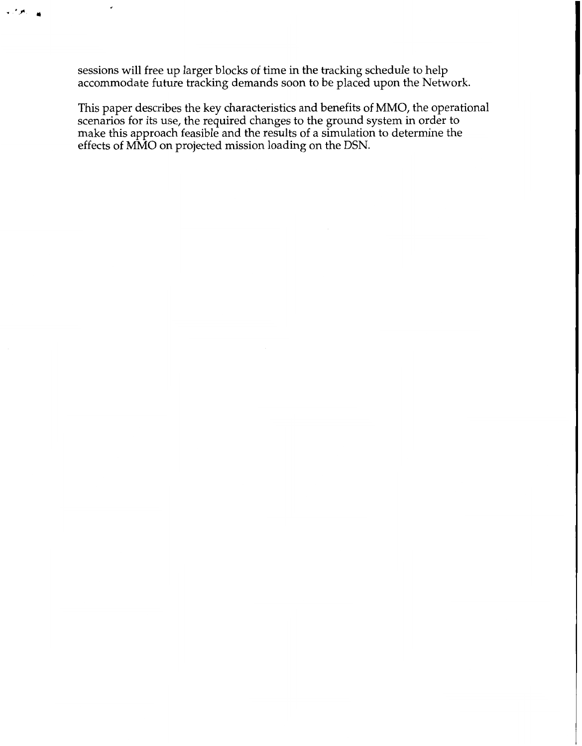sessions will free up larger blocks of time in the tracking schedule to help accommodate future tracking demands soon to be placed upon the Network.

This paper describes the key characteristics and benefits of MMO, the operational scenarios for its use, the required changes to the ground system in order to make this approach feasible and the results of a simulation to determine the effects of MMO on projected mission loading on the DSN.